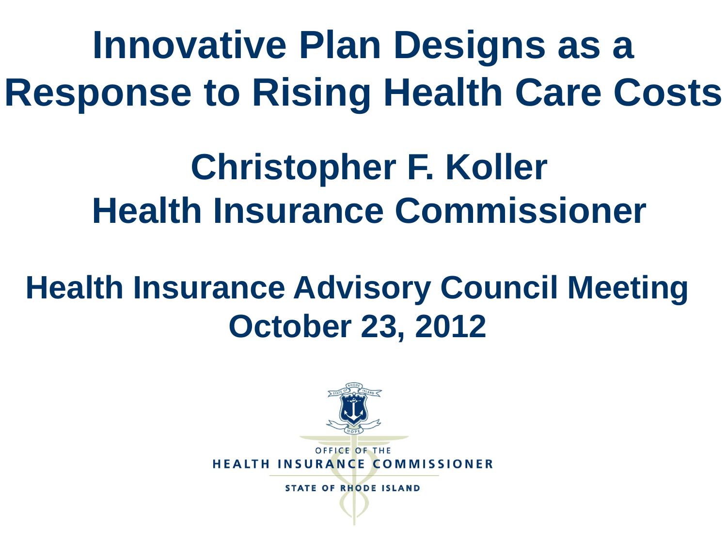# Innovative Plan Designs as a Response to Rising Health Care Costs

## Christopher F. Koller
## Health Insurance Commissioner

### Health Insurance Advisory Council Meeting
### October 23, 2012

OFFICE OF THE
HEALTH INSURANCE COMMISSIONER
STATE OF RHODE ISLAND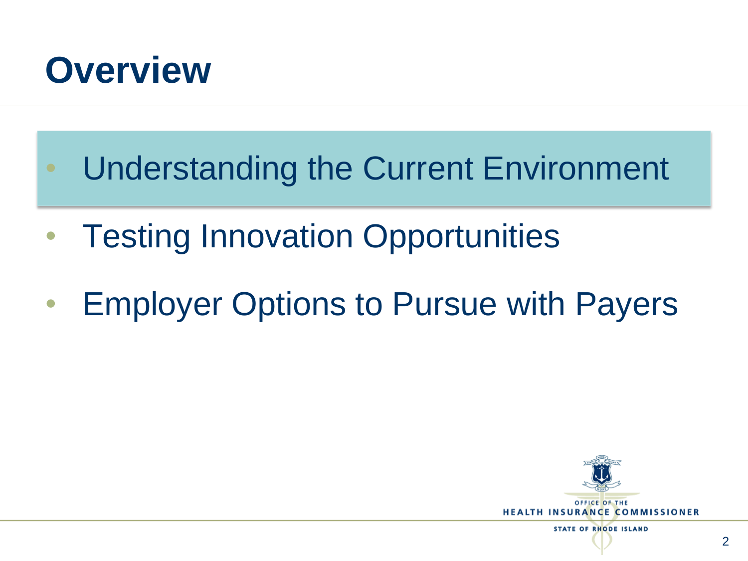# Overview

- Understanding the Current Environment
- Testing Innovation Opportunities
- Employer Options to Pursue with Payers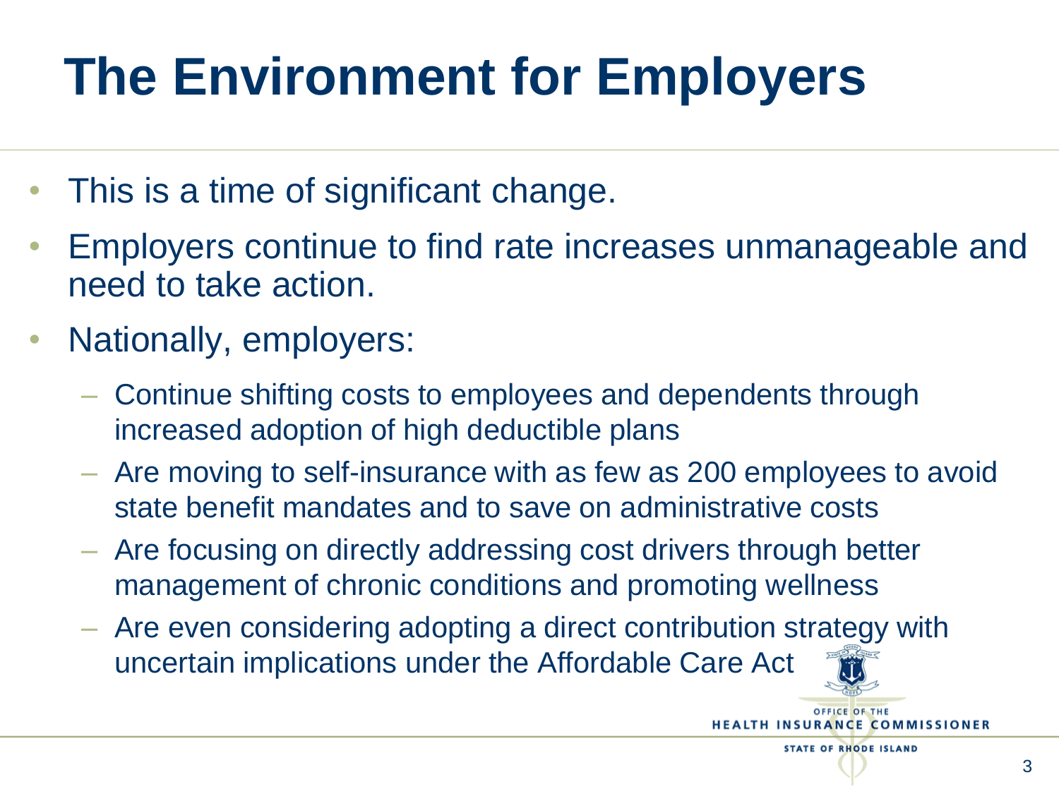# The Environment for Employers

- This is a time of significant change.
- Employers continue to find rate increases unmanageable and need to take action.
- Nationally, employers:
  - Continue shifting costs to employees and dependents through increased adoption of high deductible plans
  - Are moving to self-insurance with as few as 200 employees to avoid state benefit mandates and to save on administrative costs
  - Are focusing on directly addressing cost drivers through better management of chronic conditions and promoting wellness
  - Are even considering adopting a direct contribution strategy with uncertain implications under the Affordable Care Act

OFFICE OF THE HEALTH INSURANCE COMMISSIONER
STATE OF RHODE ISLAND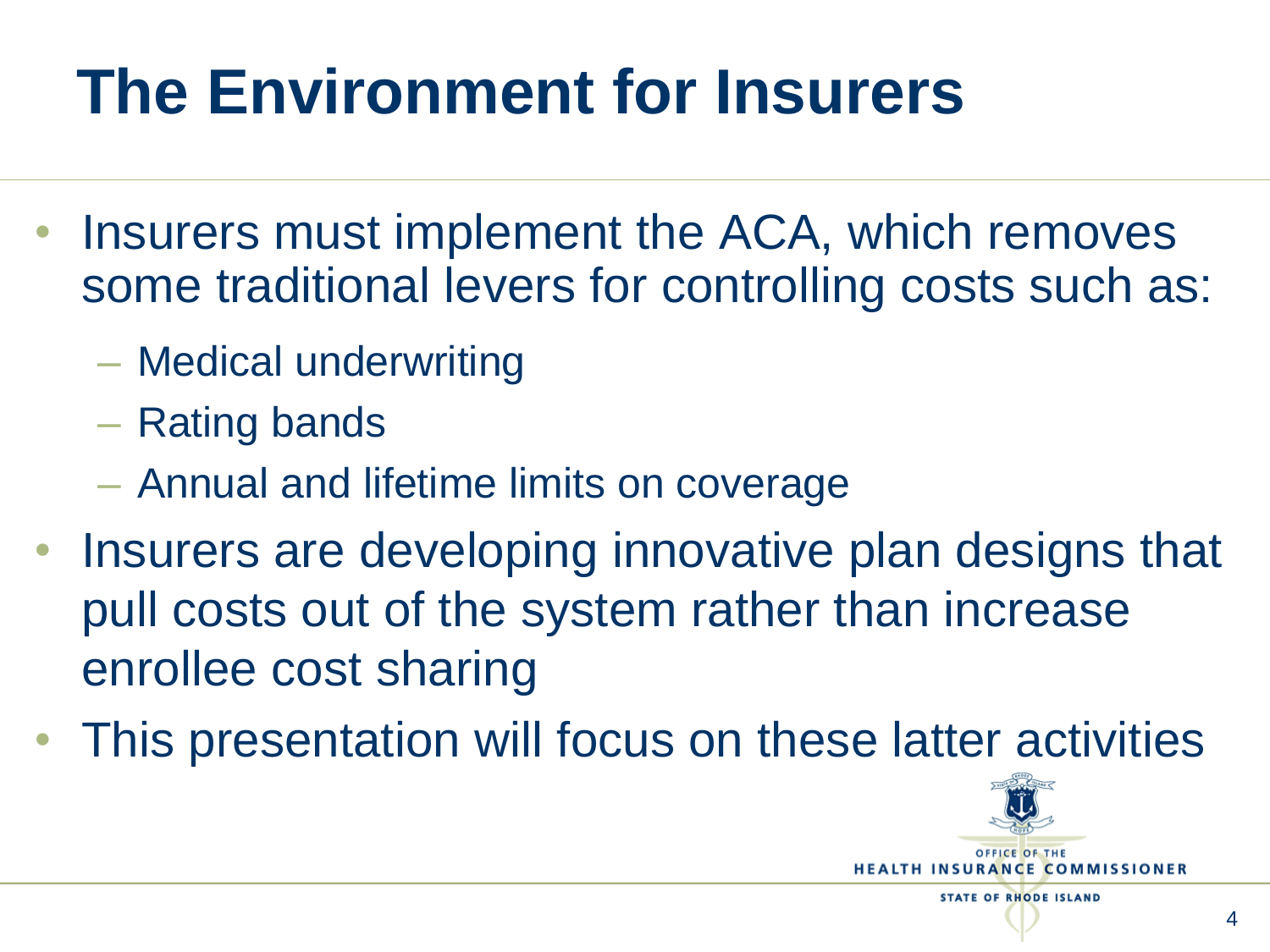# The Environment for Insurers

- Insurers must implement the ACA, which removes some traditional levers for controlling costs such as:
  - Medical underwriting
  - Rating bands
  - Annual and lifetime limits on coverage
- Insurers are developing innovative plan designs that pull costs out of the system rather than increase enrollee cost sharing
- This presentation will focus on these latter activities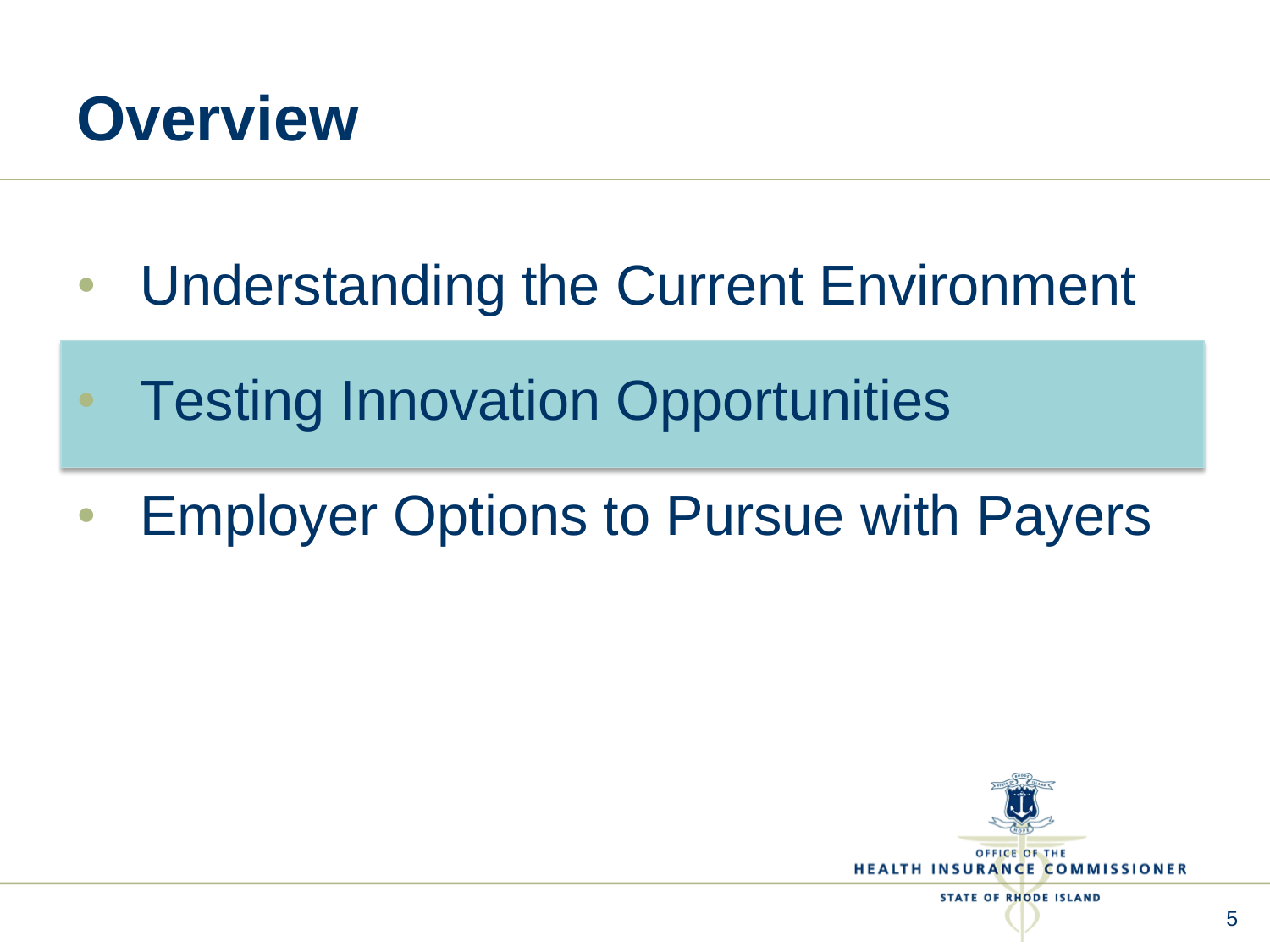# Overview

- Understanding the Current Environment
- Testing Innovation Opportunities
- Employer Options to Pursue with Payers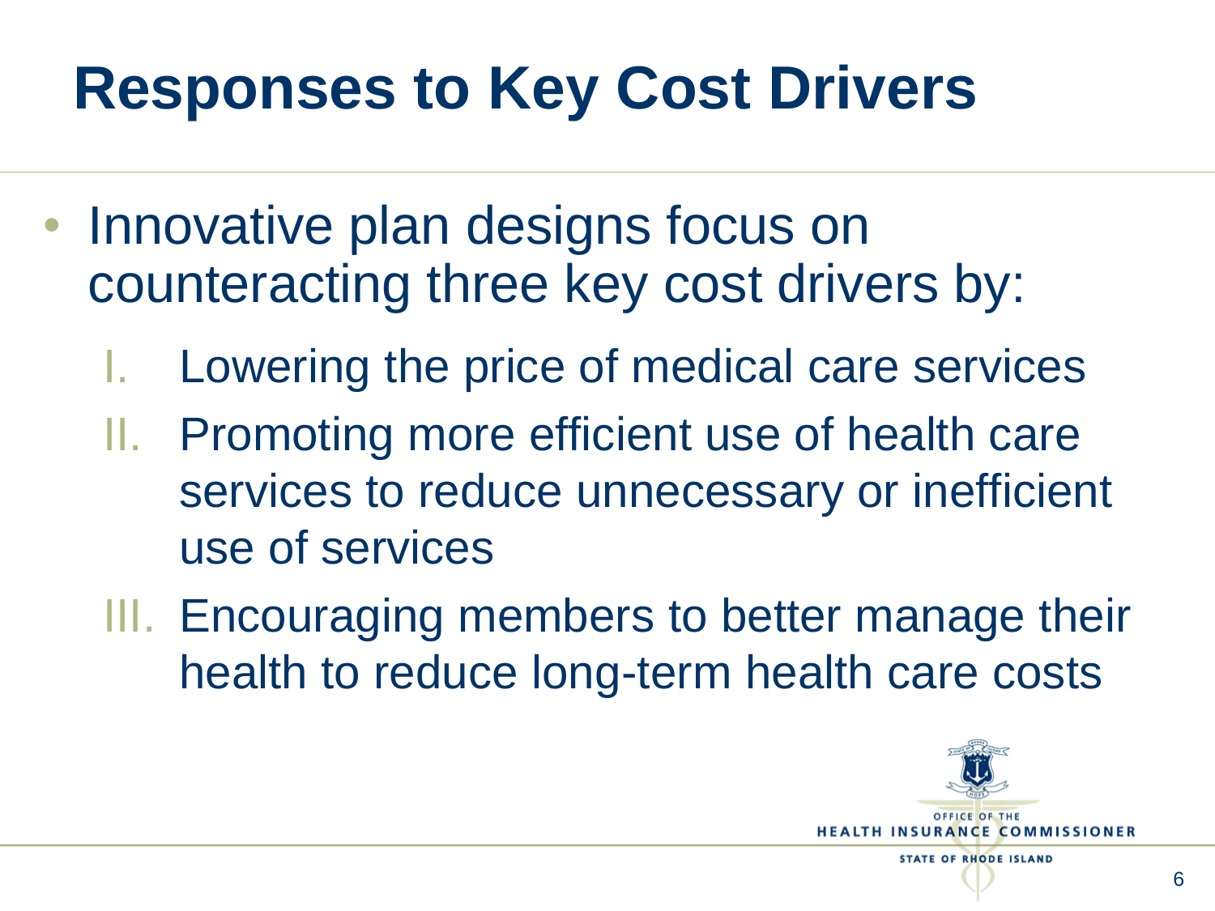# Responses to Key Cost Drivers

- Innovative plan designs focus on counteracting three key cost drivers by:
  I. Lowering the price of medical care services
  II. Promoting more efficient use of health care services to reduce unnecessary or inefficient use of services
  III. Encouraging members to better manage their health to reduce long-term health care costs

OFFICE OF THE HEALTH INSURANCE COMMISSIONER
STATE OF RHODE ISLAND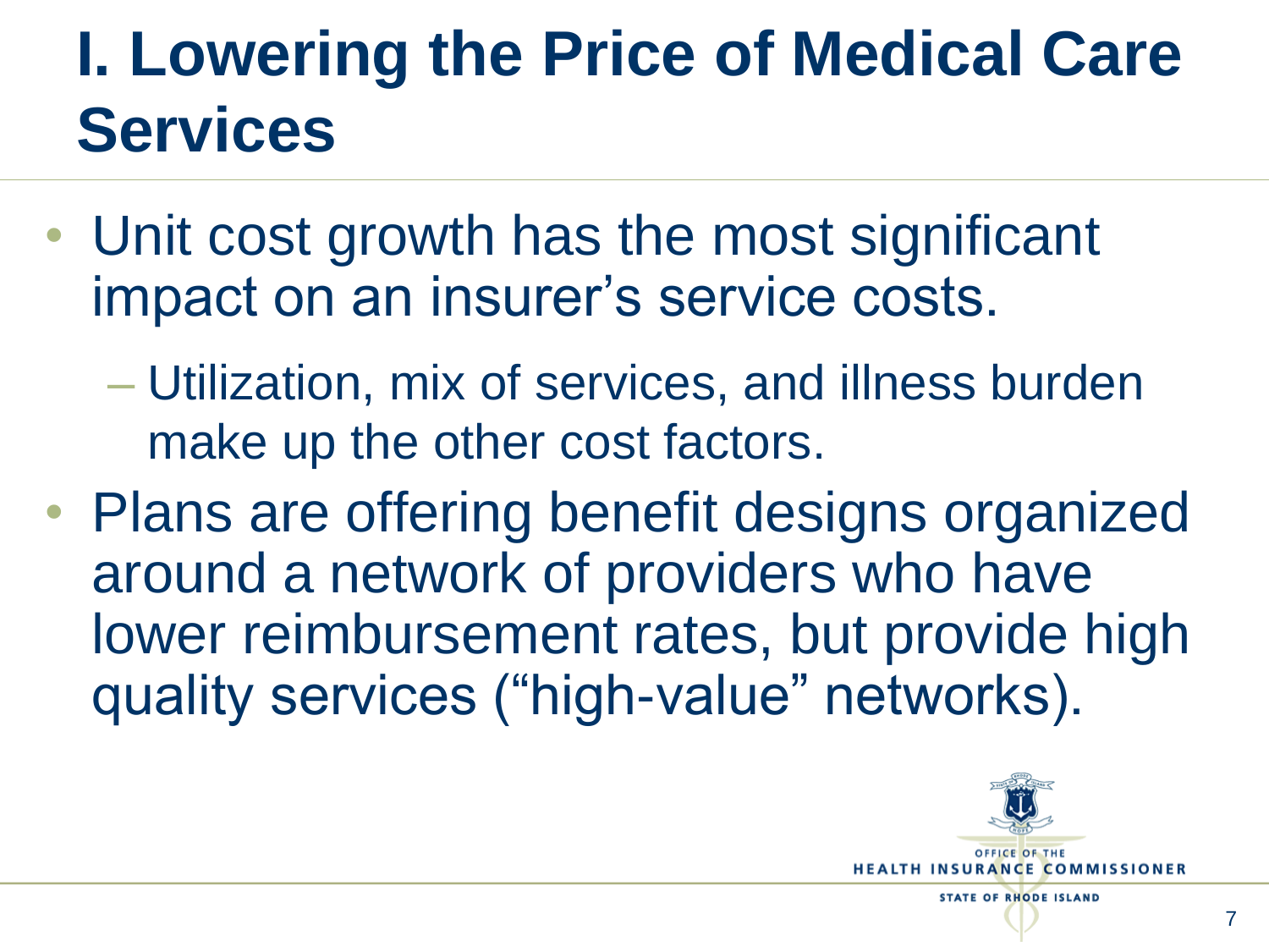# I. Lowering the Price of Medical Care Services

- Unit cost growth has the most significant impact on an insurer's service costs.
  - Utilization, mix of services, and illness burden make up the other cost factors.
- Plans are offering benefit designs organized around a network of providers who have lower reimbursement rates, but provide high quality services ("high-value" networks).

OFFICE OF THE HEALTH INSURANCE COMMISSIONER
STATE OF RHODE ISLAND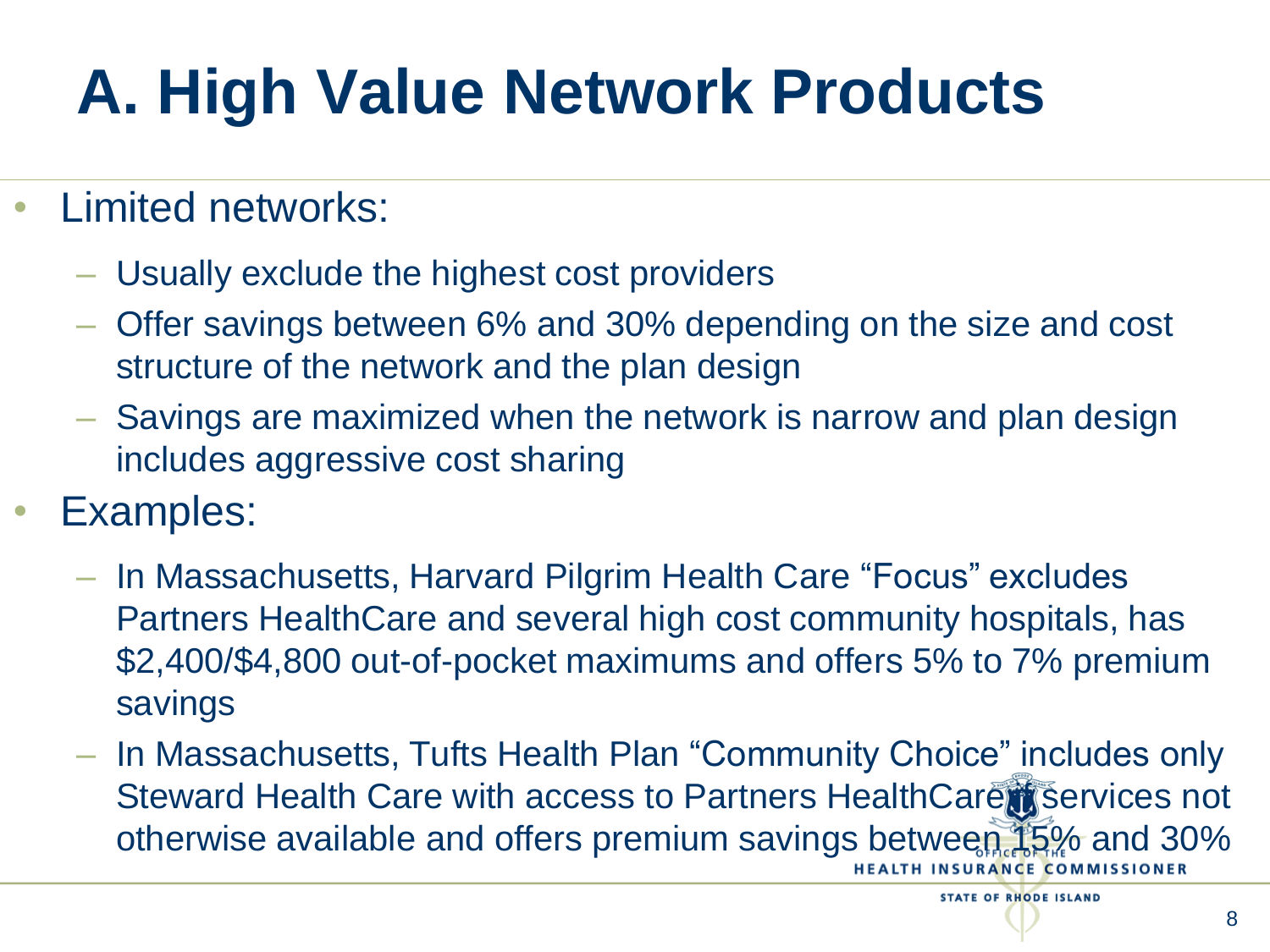# A. High Value Network Products

- Limited networks:
  - Usually exclude the highest cost providers
  - Offer savings between 6% and 30% depending on the size and cost structure of the network and the plan design
  - Savings are maximized when the network is narrow and plan design includes aggressive cost sharing
- Examples:
  - In Massachusetts, Harvard Pilgrim Health Care "Focus" excludes Partners HealthCare and several high cost community hospitals, has $2,400/$4,800 out-of-pocket maximums and offers 5% to 7% premium savings
  - In Massachusetts, Tufts Health Plan "Community Choice" includes only Steward Health Care with access to Partners HealthCare services not otherwise available and offers premium savings between 15% and 30%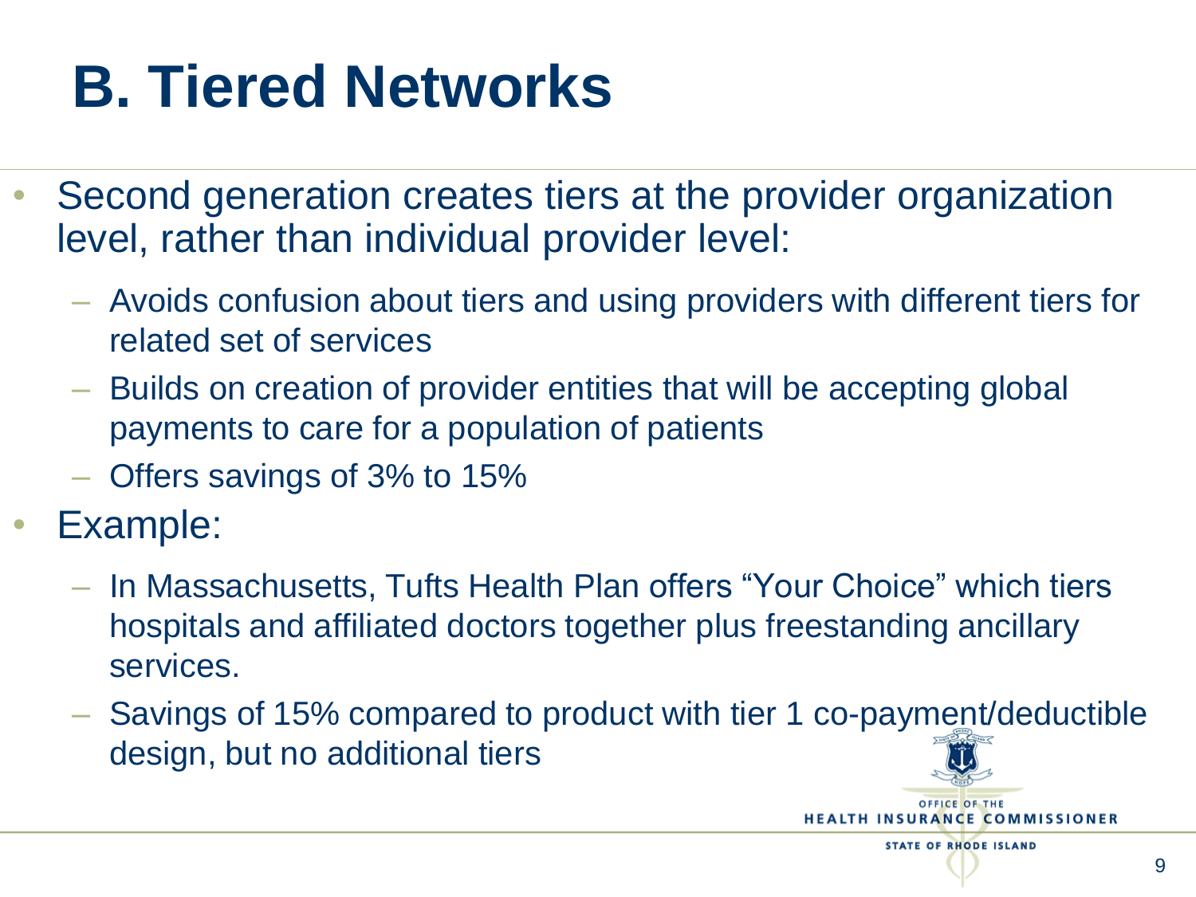# B. Tiered Networks

- Second generation creates tiers at the provider organization level, rather than individual provider level:
  - Avoids confusion about tiers and using providers with different tiers for related set of services
  - Builds on creation of provider entities that will be accepting global payments to care for a population of patients
  - Offers savings of 3% to 15%
- Example:
  - In Massachusetts, Tufts Health Plan offers “Your Choice” which tiers hospitals and affiliated doctors together plus freestanding ancillary services.
  - Savings of 15% compared to product with tier 1 co-payment/deductible design, but no additional tiers

OFFICE OF THE HEALTH INSURANCE COMMISSIONER
STATE OF RHODE ISLAND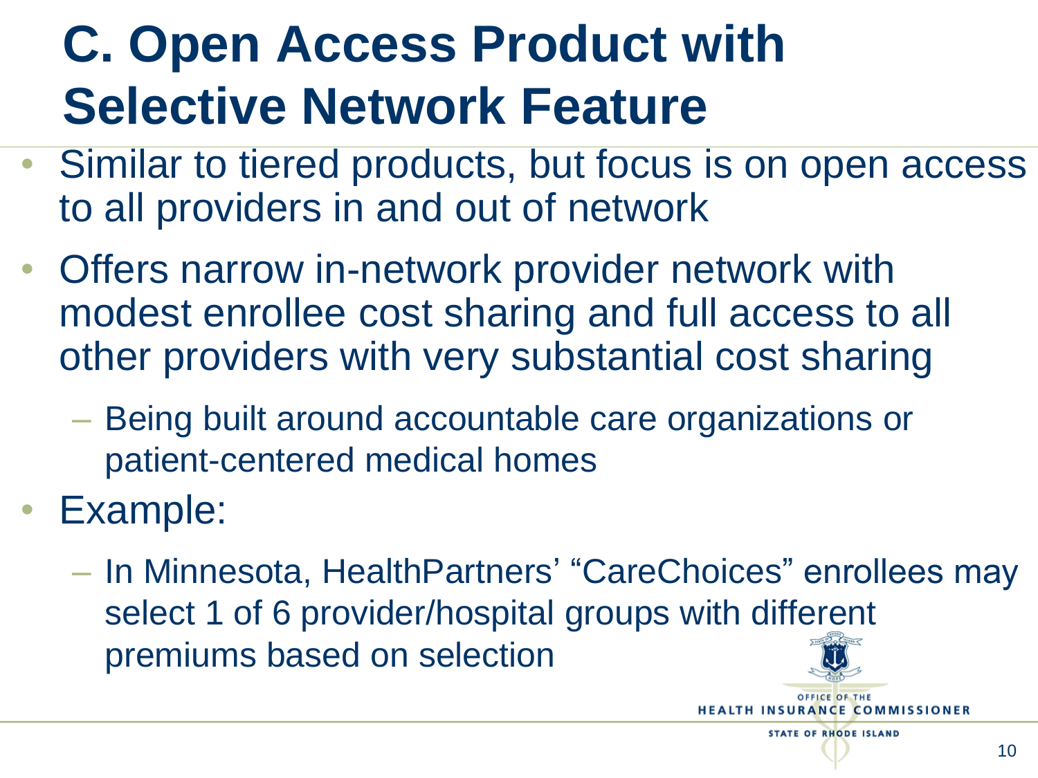# C. Open Access Product with Selective Network Feature

- Similar to tiered products, but focus is on open access to all providers in and out of network
- Offers narrow in-network provider network with modest enrollee cost sharing and full access to all other providers with very substantial cost sharing
  - Being built around accountable care organizations or patient-centered medical homes
- Example:
  - In Minnesota, HealthPartners' "CareChoices" enrollees may select 1 of 6 provider/hospital groups with different premiums based on selection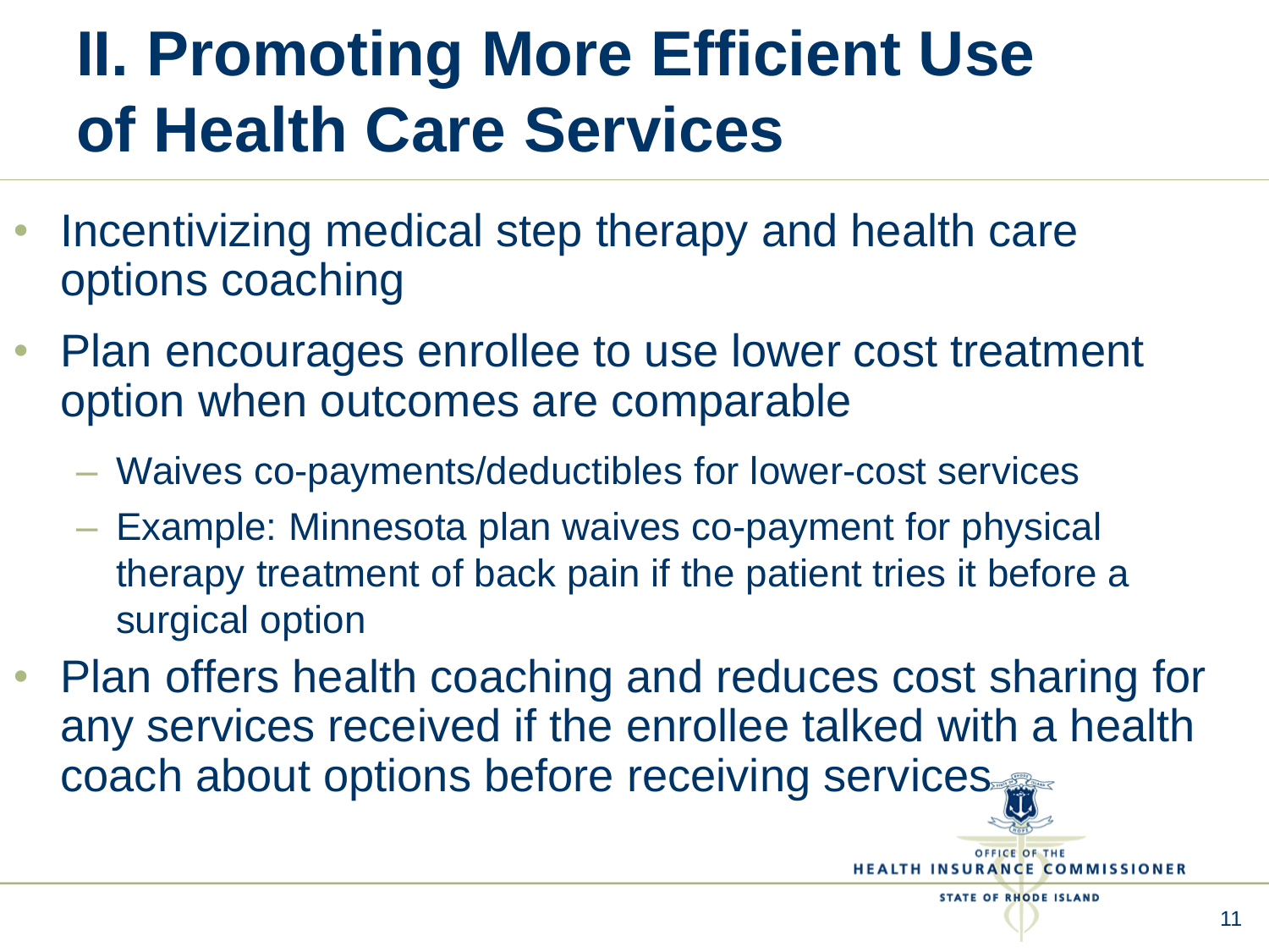# II. Promoting More Efficient Use of Health Care Services

- Incentivizing medical step therapy and health care options coaching
- Plan encourages enrollee to use lower cost treatment option when outcomes are comparable
  - Waives co-payments/deductibles for lower-cost services
  - Example: Minnesota plan waives co-payment for physical therapy treatment of back pain if the patient tries it before a surgical option
- Plan offers health coaching and reduces cost sharing for any services received if the enrollee talked with a health coach about options before receiving services

OFFICE OF THE HEALTH INSURANCE COMMISSIONER
STATE OF RHODE ISLAND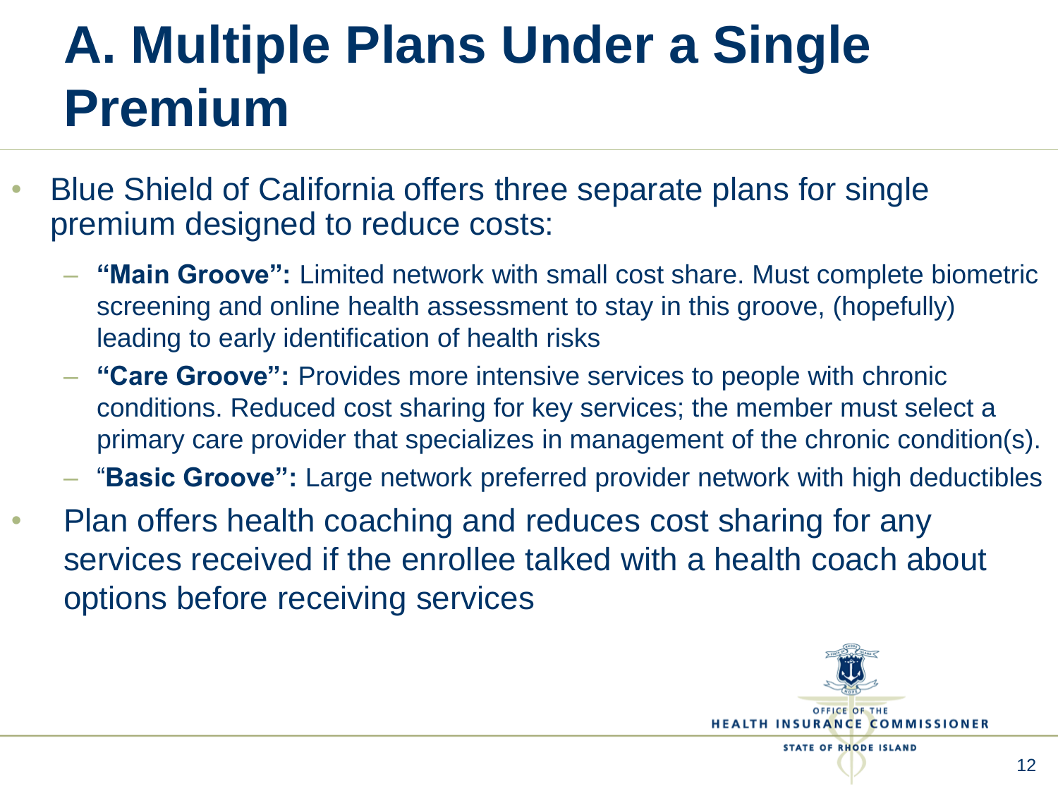# A. Multiple Plans Under a Single Premium

- Blue Shield of California offers three separate plans for single premium designed to reduce costs:
  - **"Main Groove":** Limited network with small cost share. Must complete biometric screening and online health assessment to stay in this groove, (hopefully) leading to early identification of health risks
  - **"Care Groove":** Provides more intensive services to people with chronic conditions. Reduced cost sharing for key services; the member must select a primary care provider that specializes in management of the chronic condition(s).
  - "**Basic Groove":** Large network preferred provider network with high deductibles
- Plan offers health coaching and reduces cost sharing for any services received if the enrollee talked with a health coach about options before receiving services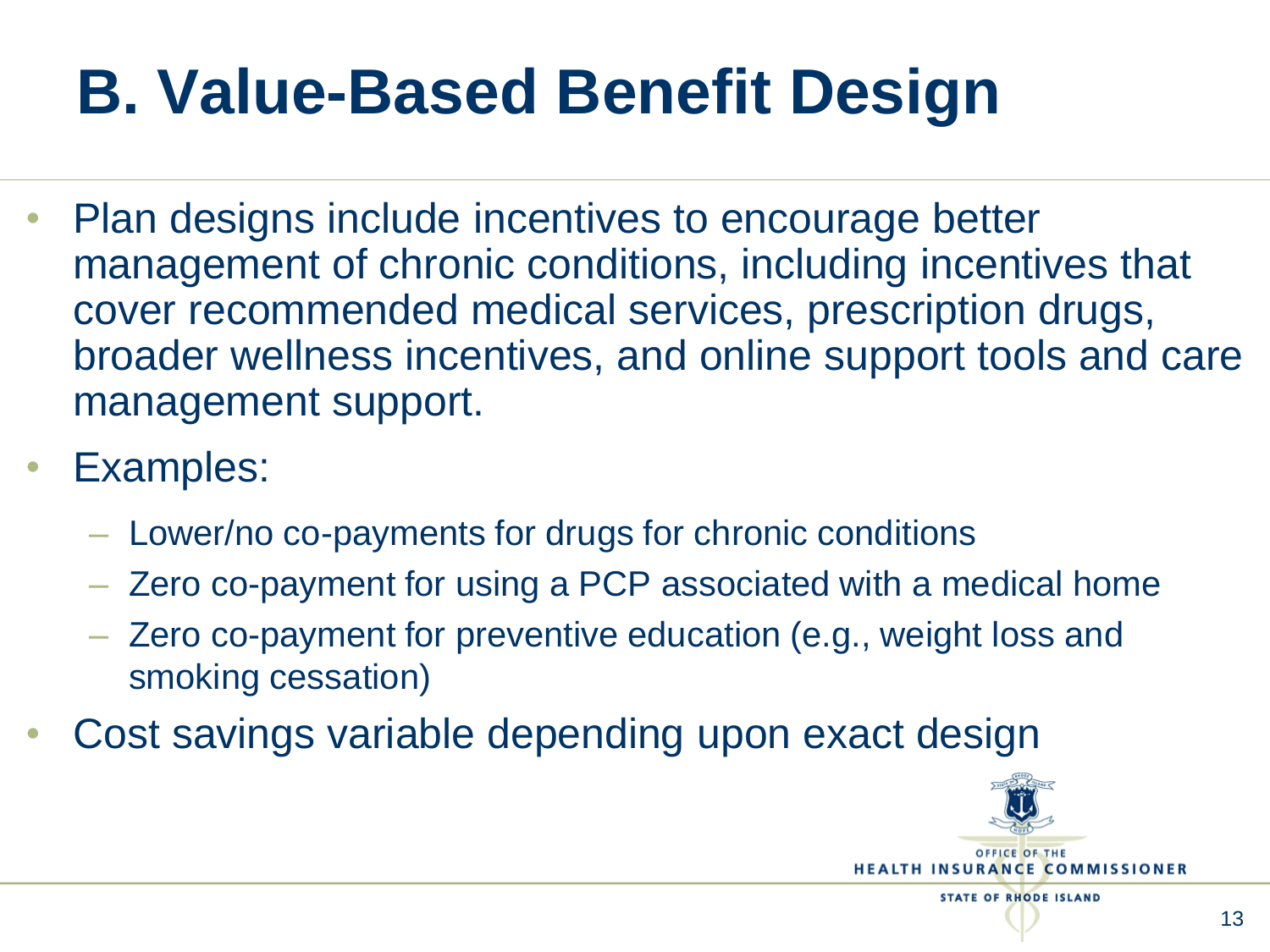# B. Value-Based Benefit Design

- Plan designs include incentives to encourage better management of chronic conditions, including incentives that cover recommended medical services, prescription drugs, broader wellness incentives, and online support tools and care management support.
- Examples:
  - Lower/no co-payments for drugs for chronic conditions
  - Zero co-payment for using a PCP associated with a medical home
  - Zero co-payment for preventive education (e.g., weight loss and smoking cessation)
- Cost savings variable depending upon exact design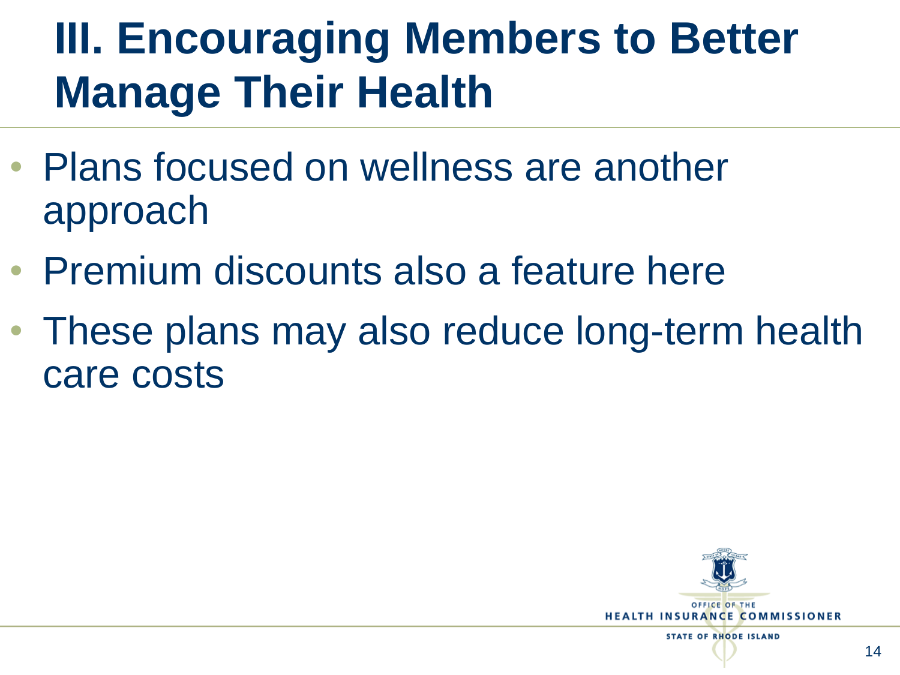# III. Encouraging Members to Better Manage Their Health

- Plans focused on wellness are another approach
- Premium discounts also a feature here
- These plans may also reduce long-term health care costs

OFFICE OF THE
HEALTH INSURANCE COMMISSIONER
STATE OF RHODE ISLAND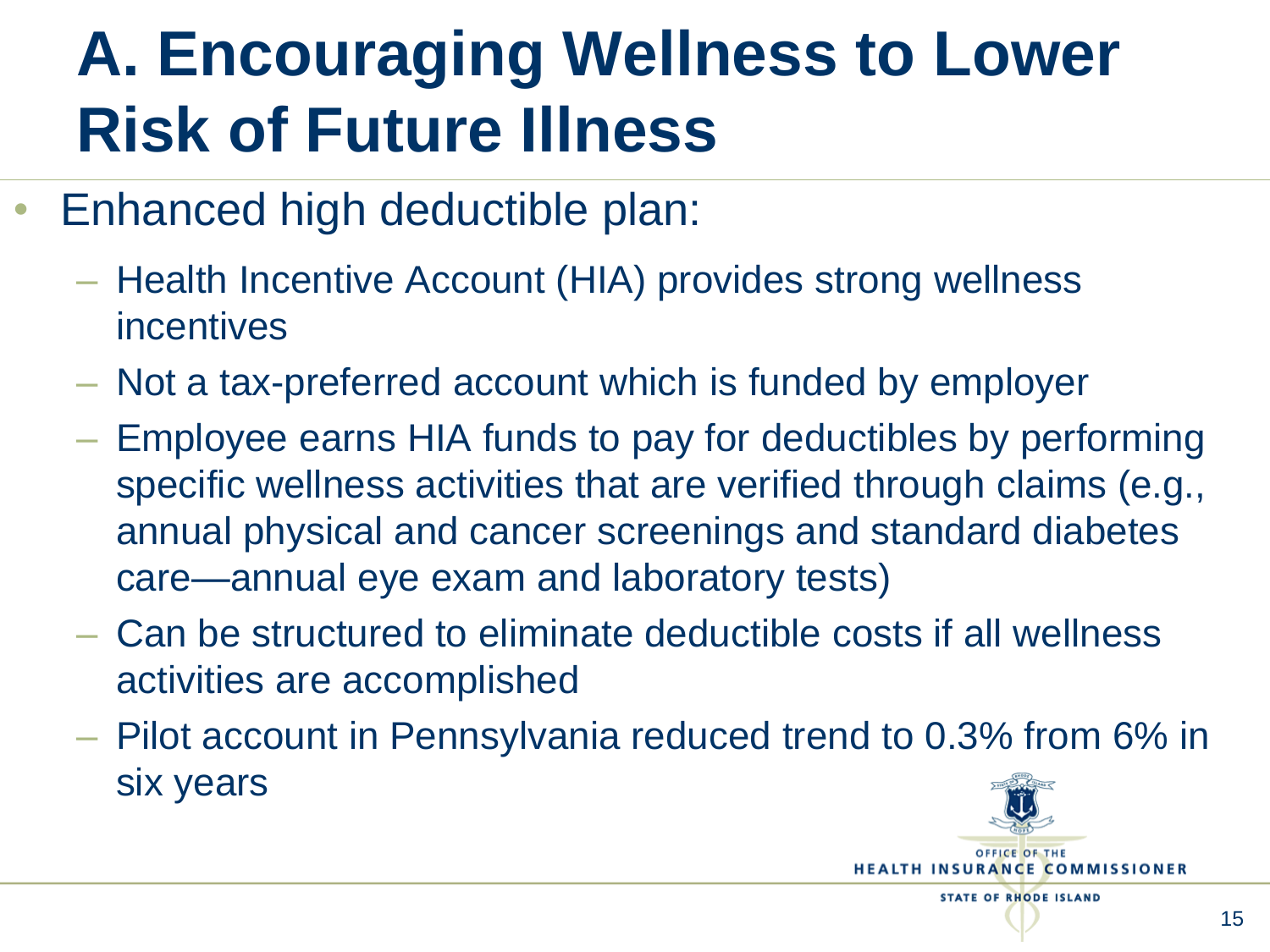# A. Encouraging Wellness to Lower Risk of Future Illness

- Enhanced high deductible plan:
  - Health Incentive Account (HIA) provides strong wellness incentives
  - Not a tax-preferred account which is funded by employer
  - Employee earns HIA funds to pay for deductibles by performing specific wellness activities that are verified through claims (e.g., annual physical and cancer screenings and standard diabetes care—annual eye exam and laboratory tests)
  - Can be structured to eliminate deductible costs if all wellness activities are accomplished
  - Pilot account in Pennsylvania reduced trend to 0.3% from 6% in six years

OFFICE OF THE HEALTH INSURANCE COMMISSIONER
STATE OF RHODE ISLAND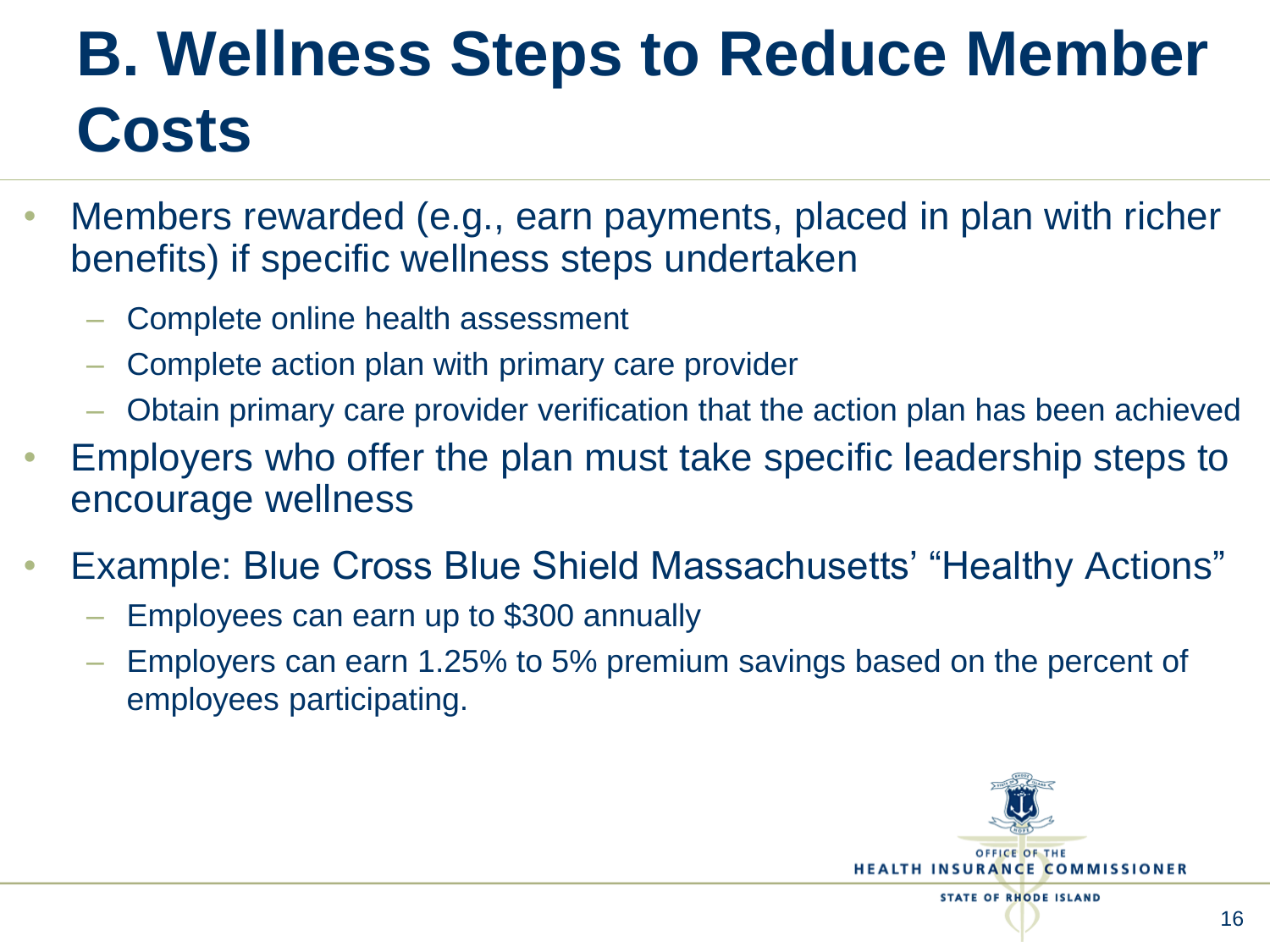# B. Wellness Steps to Reduce Member Costs

- Members rewarded (e.g., earn payments, placed in plan with richer benefits) if specific wellness steps undertaken
  - Complete online health assessment
  - Complete action plan with primary care provider
  - Obtain primary care provider verification that the action plan has been achieved
- Employers who offer the plan must take specific leadership steps to encourage wellness
- Example: Blue Cross Blue Shield Massachusetts' "Healthy Actions"
  - Employees can earn up to $300 annually
  - Employers can earn 1.25% to 5% premium savings based on the percent of employees participating.

OFFICE OF THE HEALTH INSURANCE COMMISSIONER
STATE OF RHODE ISLAND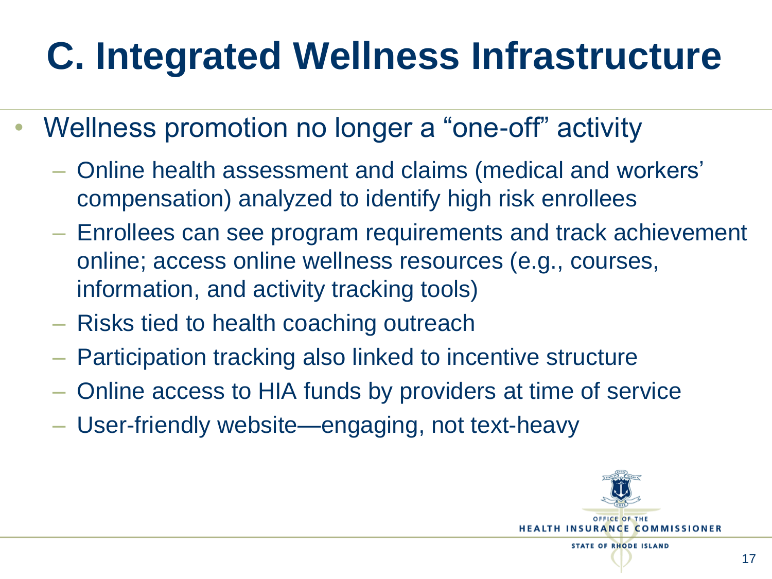# C. Integrated Wellness Infrastructure

- Wellness promotion no longer a "one-off" activity
  - Online health assessment and claims (medical and workers' compensation) analyzed to identify high risk enrollees
  - Enrollees can see program requirements and track achievement online; access online wellness resources (e.g., courses, information, and activity tracking tools)
  - Risks tied to health coaching outreach
  - Participation tracking also linked to incentive structure
  - Online access to HIA funds by providers at time of service
  - User-friendly website—engaging, not text-heavy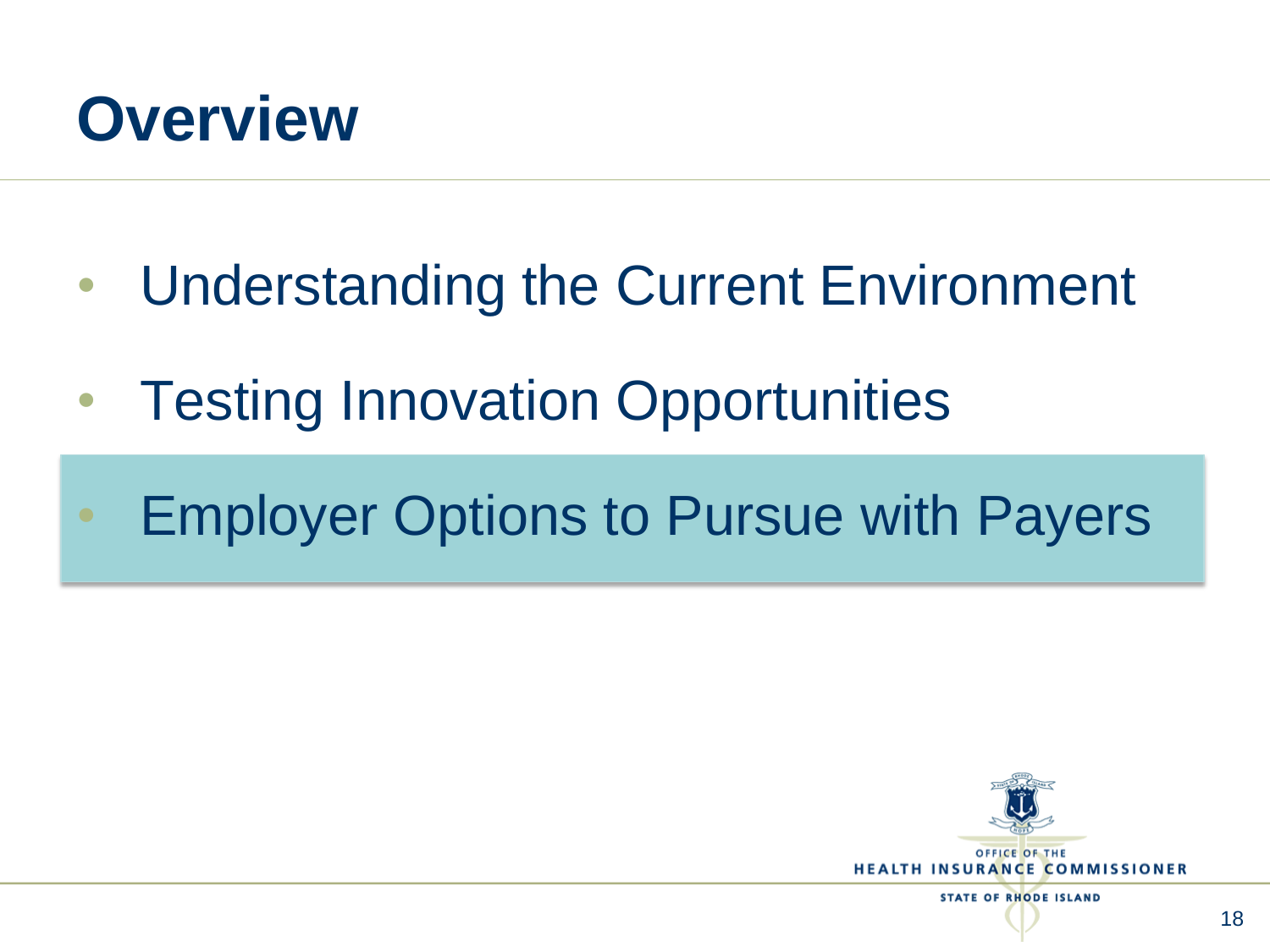# Overview

- Understanding the Current Environment
- Testing Innovation Opportunities
- Employer Options to Pursue with Payers

OFFICE OF THE
HEALTH INSURANCE COMMISSIONER
STATE OF RHODE ISLAND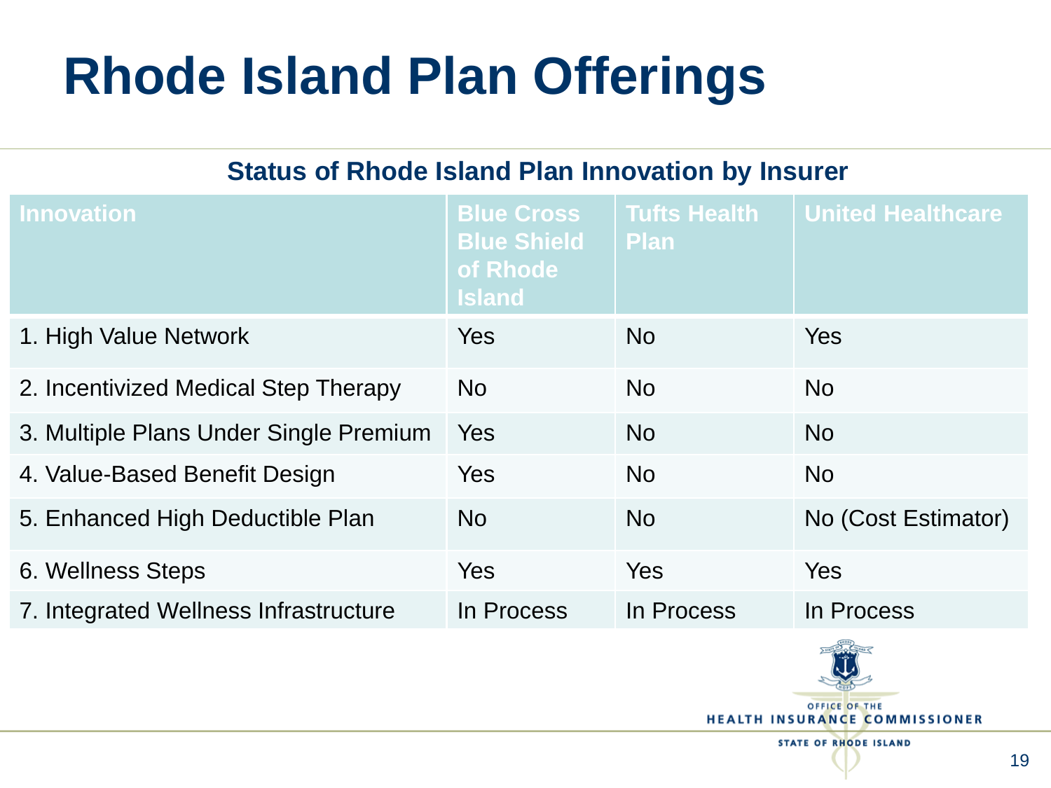# Rhode Island Plan Offerings

**Status of Rhode Island Plan Innovation by Insurer**

| Innovation | Blue Cross Blue Shield of Rhode Island | Tufts Health Plan | United Healthcare |
|---|---|---|---|
| 1. High Value Network | Yes | No | Yes |
| 2. Incentivized Medical Step Therapy | No | No | No |
| 3. Multiple Plans Under Single Premium | Yes | No | No |
| 4. Value-Based Benefit Design | Yes | No | No |
| 5. Enhanced High Deductible Plan | No | No | No (Cost Estimator) |
| 6. Wellness Steps | Yes | Yes | Yes |
| 7. Integrated Wellness Infrastructure | In Process | In Process | In Process |

OFFICE OF THE HEALTH INSURANCE COMMISSIONER
STATE OF RHODE ISLAND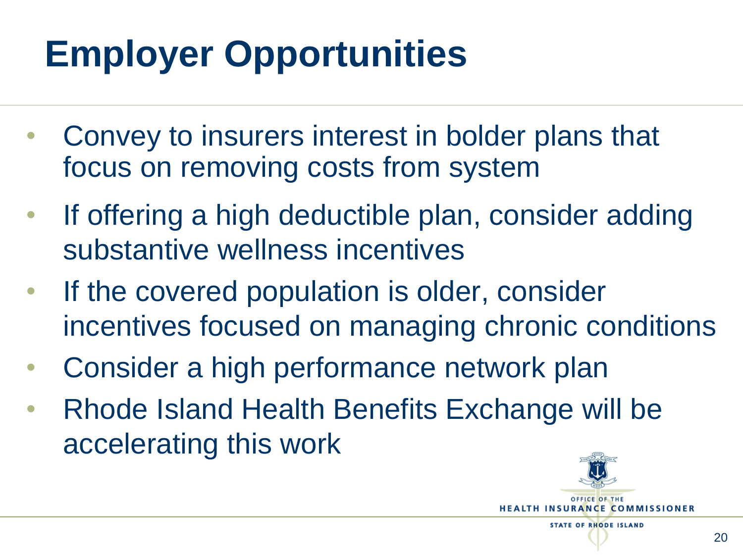# Employer Opportunities

- Convey to insurers interest in bolder plans that focus on removing costs from system
- If offering a high deductible plan, consider adding substantive wellness incentives
- If the covered population is older, consider incentives focused on managing chronic conditions
- Consider a high performance network plan
- Rhode Island Health Benefits Exchange will be accelerating this work

OFFICE OF THE
HEALTH INSURANCE COMMISSIONER
STATE OF RHODE ISLAND